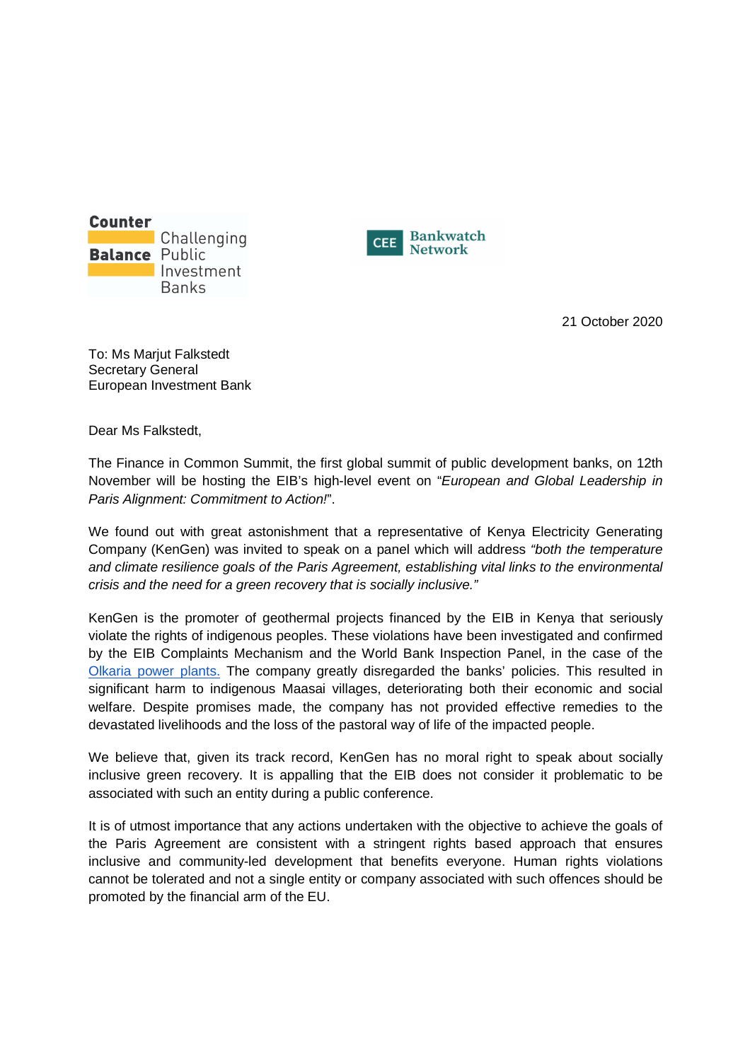Counter Balance Challenging Public Investment Banks

CEE Bankwatch Network

21 October 2020

To: Ms Marjut Falkstedt
Secretary General
European Investment Bank

Dear Ms Falkstedt,

The Finance in Common Summit, the first global summit of public development banks, on 12th November will be hosting the EIB's high-level event on "*European and Global Leadership in Paris Alignment: Commitment to Action!*".

We found out with great astonishment that a representative of Kenya Electricity Generating Company (KenGen) was invited to speak on a panel which will address *"both the temperature and climate resilience goals of the Paris Agreement, establishing vital links to the environmental crisis and the need for a green recovery that is socially inclusive."*

KenGen is the promoter of geothermal projects financed by the EIB in Kenya that seriously violate the rights of indigenous peoples. These violations have been investigated and confirmed by the EIB Complaints Mechanism and the World Bank Inspection Panel, in the case of the Olkaria power plants. The company greatly disregarded the banks' policies. This resulted in significant harm to indigenous Maasai villages, deteriorating both their economic and social welfare. Despite promises made, the company has not provided effective remedies to the devastated livelihoods and the loss of the pastoral way of life of the impacted people.

We believe that, given its track record, KenGen has no moral right to speak about socially inclusive green recovery. It is appalling that the EIB does not consider it problematic to be associated with such an entity during a public conference.

It is of utmost importance that any actions undertaken with the objective to achieve the goals of the Paris Agreement are consistent with a stringent rights based approach that ensures inclusive and community-led development that benefits everyone. Human rights violations cannot be tolerated and not a single entity or company associated with such offences should be promoted by the financial arm of the EU.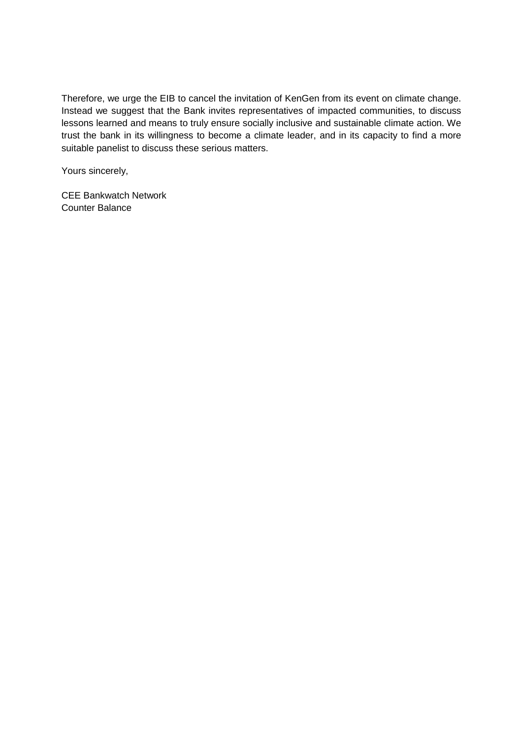Therefore, we urge the EIB to cancel the invitation of KenGen from its event on climate change. Instead we suggest that the Bank invites representatives of impacted communities, to discuss lessons learned and means to truly ensure socially inclusive and sustainable climate action. We trust the bank in its willingness to become a climate leader, and in its capacity to find a more suitable panelist to discuss these serious matters.

Yours sincerely,

CEE Bankwatch Network
Counter Balance